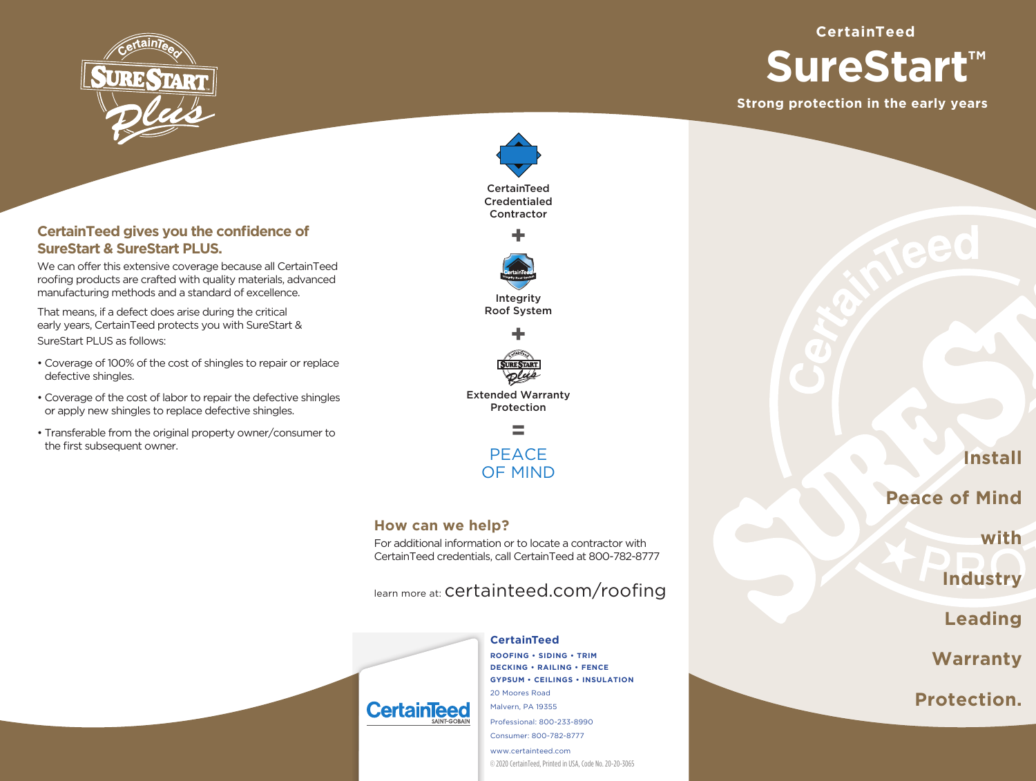# CertainTeed SureStart™

**Strong protection in the early years**

## CertainTeed gives you the confidence of SureStart & SureStart PLUS.

We can offer this extensive coverage because all CertainTeed roofing products are crafted with quality materials, advanced manufacturing methods and a standard of excellence.

That means, if a defect does arise during the critical early years, CertainTeed protects you with SureStart & SureStart PLUS as follows:

- Coverage of 100% of the cost of shingles to repair or replace defective shingles.
- Coverage of the cost of labor to repair the defective shingles or apply new shingles to replace defective shingles.
- Transferable from the original property owner/consumer to the first subsequent owner.

CertainTeed Credentialed Contractor

+

Integrity Roof System

+

Extended Warranty Protection

=

PEACE OF MIND

### How can we help?

For additional information or to locate a contractor with CertainTeed credentials, call CertainTeed at 800-782-8777

learn more at: certainteed.com/roofing

**CertainTeed**

**ROOFING • SIDING • TRIM**
**DECKING • RAILING • FENCE**
**GYPSUM • CEILINGS • INSULATION**

20 Moores Road
Malvern, PA 19355

Professional: 800-233-8990
Consumer: 800-782-8777

www.certainteed.com

© 2020 CertainTeed, Printed in USA, Code No. 20-20-3065

**Install Peace of Mind with Industry Leading Warranty Protection.**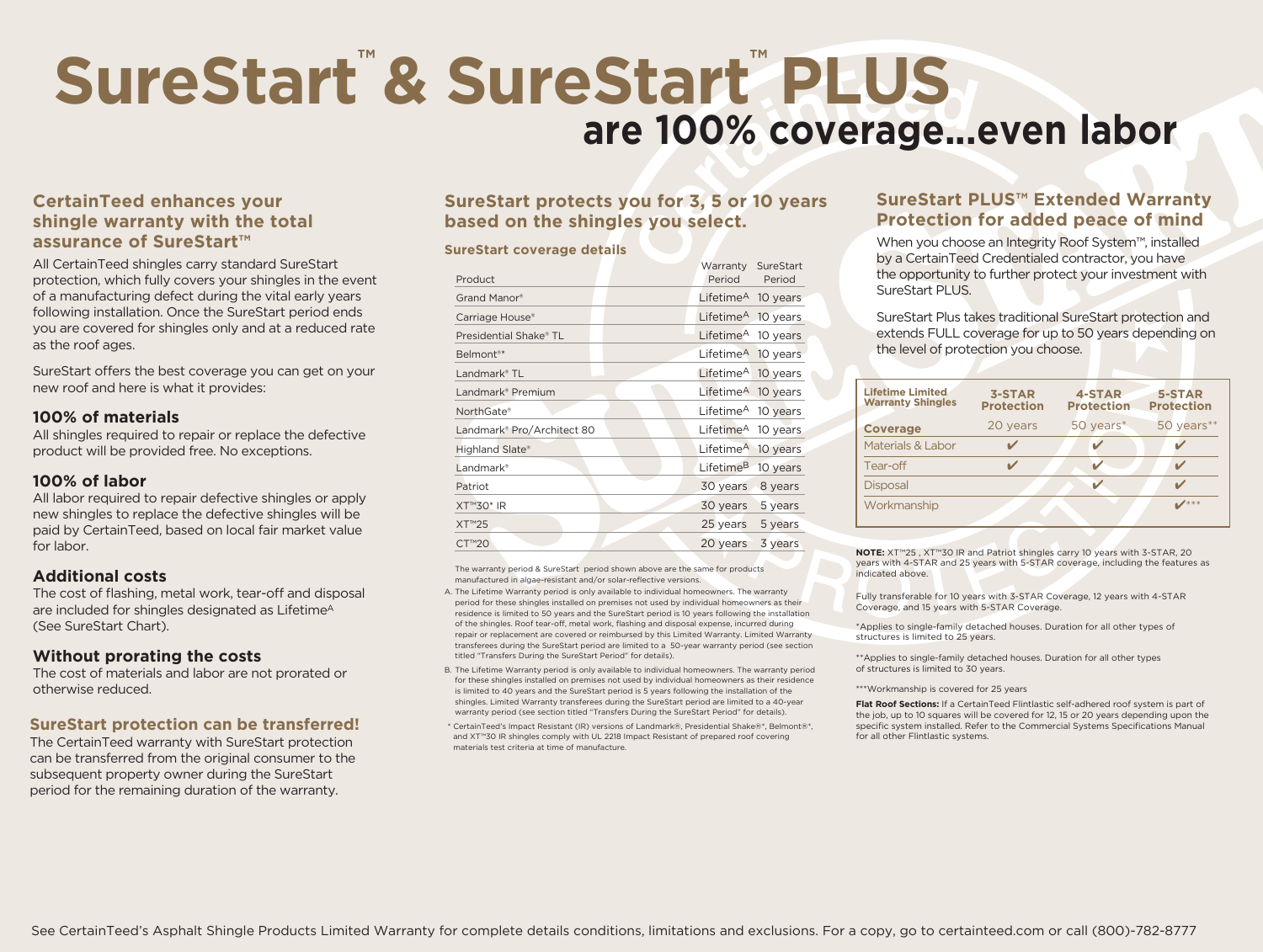# SureStart™ & SureStart™ PLUS are 100% coverage...even labor

## CertainTeed enhances your shingle warranty with the total assurance of SureStart™

All CertainTeed shingles carry standard SureStart protection, which fully covers your shingles in the event of a manufacturing defect during the vital early years following installation. Once the SureStart period ends you are covered for shingles only and at a reduced rate as the roof ages.

SureStart offers the best coverage you can get on your new roof and here is what it provides:

### 100% of materials

All shingles required to repair or replace the defective product will be provided free. No exceptions.

### 100% of labor

All labor required to repair defective shingles or apply new shingles to replace the defective shingles will be paid by CertainTeed, based on local fair market value for labor.

### Additional costs

The cost of flashing, metal work, tear-off and disposal are included for shingles designated as Lifetime[A] (See SureStart Chart).

### Without prorating the costs

The cost of materials and labor are not prorated or otherwise reduced.

## SureStart protection can be transferred!

The CertainTeed warranty with SureStart protection can be transferred from the original consumer to the subsequent property owner during the SureStart period for the remaining duration of the warranty.

## SureStart protects you for 3, 5 or 10 years based on the shingles you select.

### SureStart coverage details

| Product | Warranty Period | SureStart Period |
| --- | --- | --- |
| Grand Manor® | Lifetime[A] | 10 years |
| Carriage House® | Lifetime[A] | 10 years |
| Presidential Shake® TL | Lifetime[A] | 10 years |
| Belmont®* | Lifetime[A] | 10 years |
| Landmark® TL | Lifetime[A] | 10 years |
| Landmark® Premium | Lifetime[A] | 10 years |
| NorthGate® | Lifetime[A] | 10 years |
| Landmark® Pro/Architect 80 | Lifetime[A] | 10 years |
| Highland Slate® | Lifetime[A] | 10 years |
| Landmark® | Lifetime[B] | 10 years |
| Patriot | 30 years | 8 years |
| XT™30* IR | 30 years | 5 years |
| XT™25 | 25 years | 5 years |
| CT™20 | 20 years | 3 years |

The warranty period & SureStart period shown above are the same for products manufactured in algae-resistant and/or solar-reflective versions.

A. The Lifetime Warranty period is only available to individual homeowners. The warranty period for these shingles installed on premises not used by individual homeowners as their residence is limited to 50 years and the SureStart period is 10 years following the installation of the shingles. Roof tear-off, metal work, flashing and disposal expense, incurred during repair or replacement are covered or reimbursed by this Limited Warranty. Limited Warranty transferees during the SureStart period are limited to a 50-year warranty period (see section titled "Transfers During the SureStart Period" for details).

B. The Lifetime Warranty period is only available to individual homeowners. The warranty period for these shingles installed on premises not used by individual homeowners as their residence is limited to 40 years and the SureStart period is 5 years following the installation of the shingles. Limited Warranty transferees during the SureStart period are limited to a 40-year warranty period (see section titled "Transfers During the SureStart Period" for details).

* CertainTeed's Impact Resistant (IR) versions of Landmark®, Presidential Shake®, Belmont®*, and XT™30 IR shingles comply with UL 2218 Impact Resistant of prepared roof covering materials test criteria at time of manufacture.

## SureStart PLUS™ Extended Warranty Protection for added peace of mind

When you choose an Integrity Roof System™, installed by a CertainTeed Credentialed contractor, you have the opportunity to further protect your investment with SureStart PLUS.

SureStart Plus takes traditional SureStart protection and extends FULL coverage for up to 50 years depending on the level of protection you choose.

| Lifetime Limited Warranty Shingles | 3-STAR Protection | 4-STAR Protection | 5-STAR Protection |
| --- | --- | --- | --- |
| **Coverage** | 20 years | 50 years* | 50 years** |
| Materials & Labor | ✔ | ✔ | ✔ |
| Tear-off | ✔ | ✔ | ✔ |
| Disposal | | ✔ | ✔ |
| Workmanship | | | ✔*** |

**NOTE:** XT™25 , XT™30 IR and Patriot shingles carry 10 years with 3-STAR, 20 years with 4-STAR and 25 years with 5-STAR coverage, including the features as indicated above.

Fully transferable for 10 years with 3-STAR Coverage, 12 years with 4-STAR Coverage, and 15 years with 5-STAR Coverage.

*Applies to single-family detached houses. Duration for all other types of structures is limited to 25 years.

**Applies to single-family detached houses. Duration for all other types of structures is limited to 30 years.

***Workmanship is covered for 25 years

**Flat Roof Sections:** If a CertainTeed Flintlastic self-adhered roof system is part of the job, up to 10 squares will be covered for 12, 15 or 20 years depending upon the specific system installed. Refer to the Commercial Systems Specifications Manual for all other Flintlastic systems.

See CertainTeed's Asphalt Shingle Products Limited Warranty for complete details conditions, limitations and exclusions. For a copy, go to certainteed.com or call (800)-782-8777